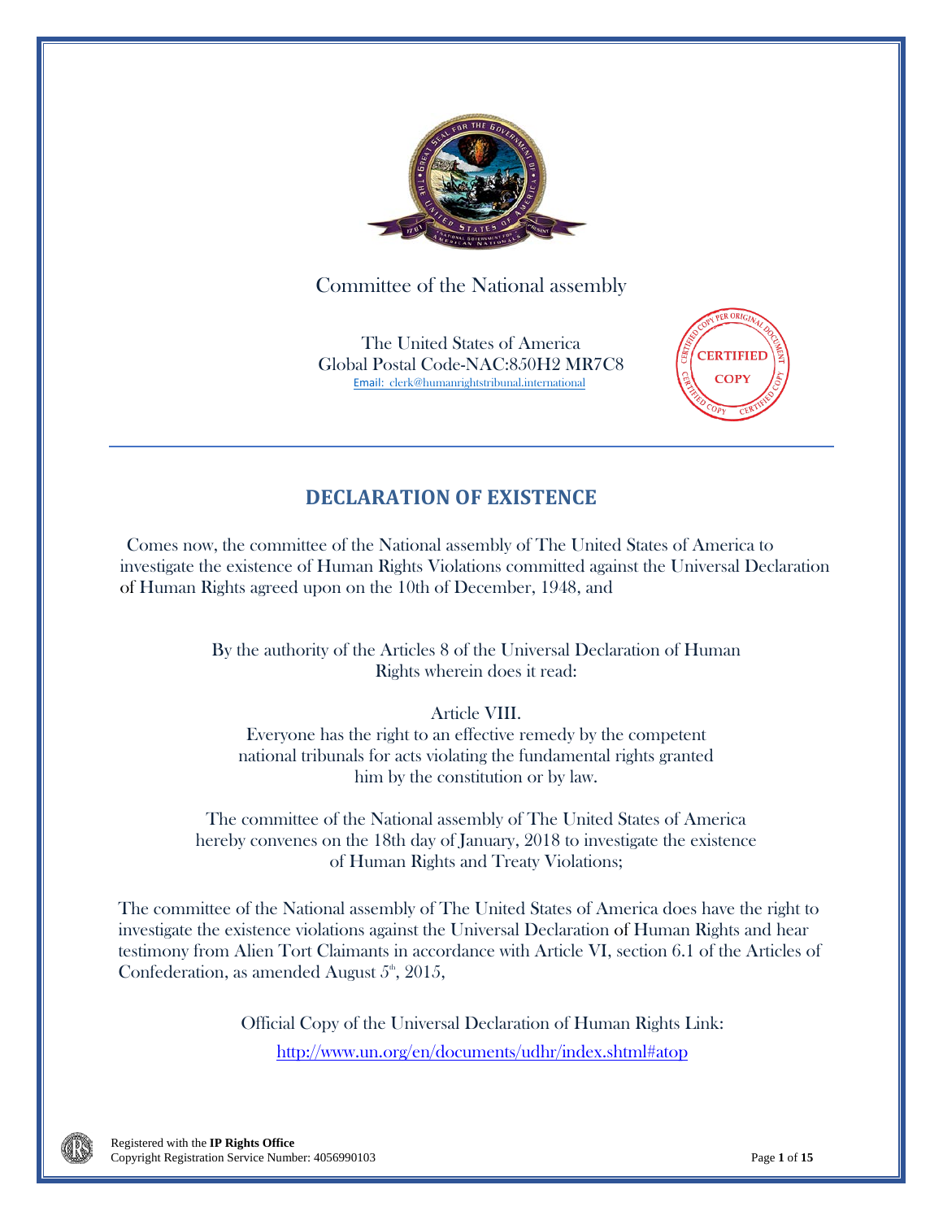Committee of the National assembly

The United States of America
Global Postal Code-NAC:850H2 MR7C8
Email: clerk@humanrightstribunal.international

CERTIFIED COPY

## DECLARATION OF EXISTENCE

Comes now, the committee of the National assembly of The United States of America to investigate the existence of Human Rights Violations committed against the Universal Declaration of Human Rights agreed upon on the 10th of December, 1948, and

By the authority of the Articles 8 of the Universal Declaration of Human Rights wherein does it read:

Article VIII.
Everyone has the right to an effective remedy by the competent national tribunals for acts violating the fundamental rights granted him by the constitution or by law.

The committee of the National assembly of The United States of America hereby convenes on the 18th day of January, 2018 to investigate the existence of Human Rights and Treaty Violations;

The committee of the National assembly of The United States of America does have the right to investigate the existence violations against the Universal Declaration of Human Rights and hear testimony from Alien Tort Claimants in accordance with Article VI, section 6.1 of the Articles of Confederation, as amended August 5th, 2015,

Official Copy of the Universal Declaration of Human Rights Link:

http://www.un.org/en/documents/udhr/index.shtml#atop

Registered with the **IP Rights Office**
Copyright Registration Service Number: 4056990103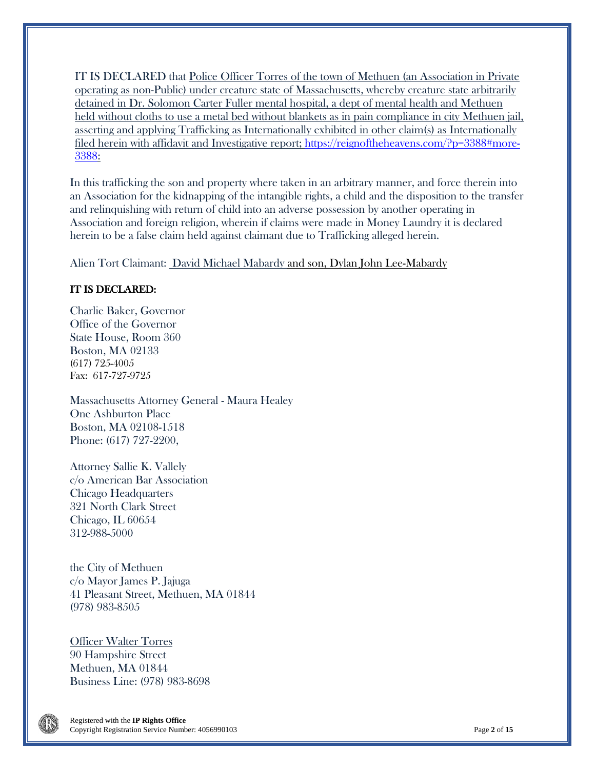IT IS DECLARED that Police Officer Torres of the town of Methuen (an Association in Private operating as non-Public) under creature state of Massachusetts, whereby creature state arbitrarily detained in Dr. Solomon Carter Fuller mental hospital, a dept of mental health and Methuen held without cloths to use a metal bed without blankets as in pain compliance in city Methuen jail, asserting and applying Trafficking as Internationally exhibited in other claim(s) as Internationally filed herein with affidavit and Investigative report; https://reignoftheheavens.com/?p=3388#more-3388:

In this trafficking the son and property where taken in an arbitrary manner, and force therein into an Association for the kidnapping of the intangible rights, a child and the disposition to the transfer and relinquishing with return of child into an adverse possession by another operating in Association and foreign religion, wherein if claims were made in Money Laundry it is declared herein to be a false claim held against claimant due to Trafficking alleged herein.

Alien Tort Claimant: David Michael Mabardy and son, Dylan John Lee-Mabardy

**IT IS DECLARED:**

Charlie Baker, Governor
Office of the Governor
State House, Room 360
Boston, MA 02133
(617) 725-4005
Fax: 617-727-9725

Massachusetts Attorney General - Maura Healey
One Ashburton Place
Boston, MA 02108-1518
Phone: (617) 727-2200,

Attorney Sallie K. Vallely
c/o American Bar Association
Chicago Headquarters
321 North Clark Street
Chicago, IL 60654
312-988-5000

the City of Methuen
c/o Mayor James P. Jajuga
41 Pleasant Street, Methuen, MA 01844
(978) 983-8505

Officer Walter Torres
90 Hampshire Street
Methuen, MA 01844
Business Line: (978) 983-8698

Registered with the **IP Rights Office**
Copyright Registration Service Number: 4056990103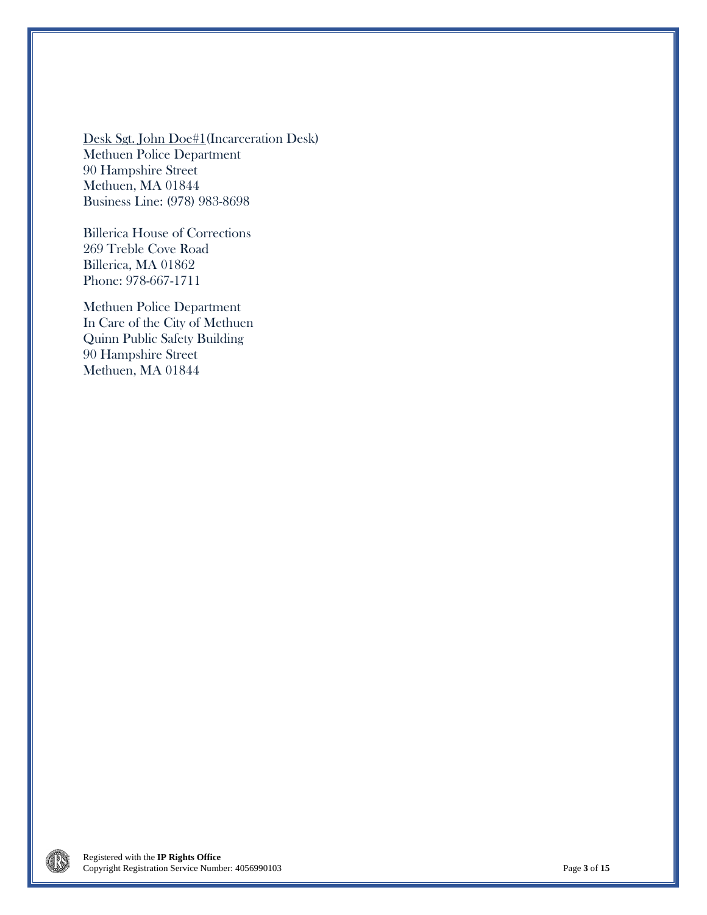<u>Desk Sgt. John Doe#1</u>(Incarceration Desk)
Methuen Police Department
90 Hampshire Street
Methuen, MA 01844
Business Line: (978) 983-8698

Billerica House of Corrections
269 Treble Cove Road
Billerica, MA 01862
Phone: 978-667-1711

Methuen Police Department
In Care of the City of Methuen
Quinn Public Safety Building
90 Hampshire Street
Methuen, MA 01844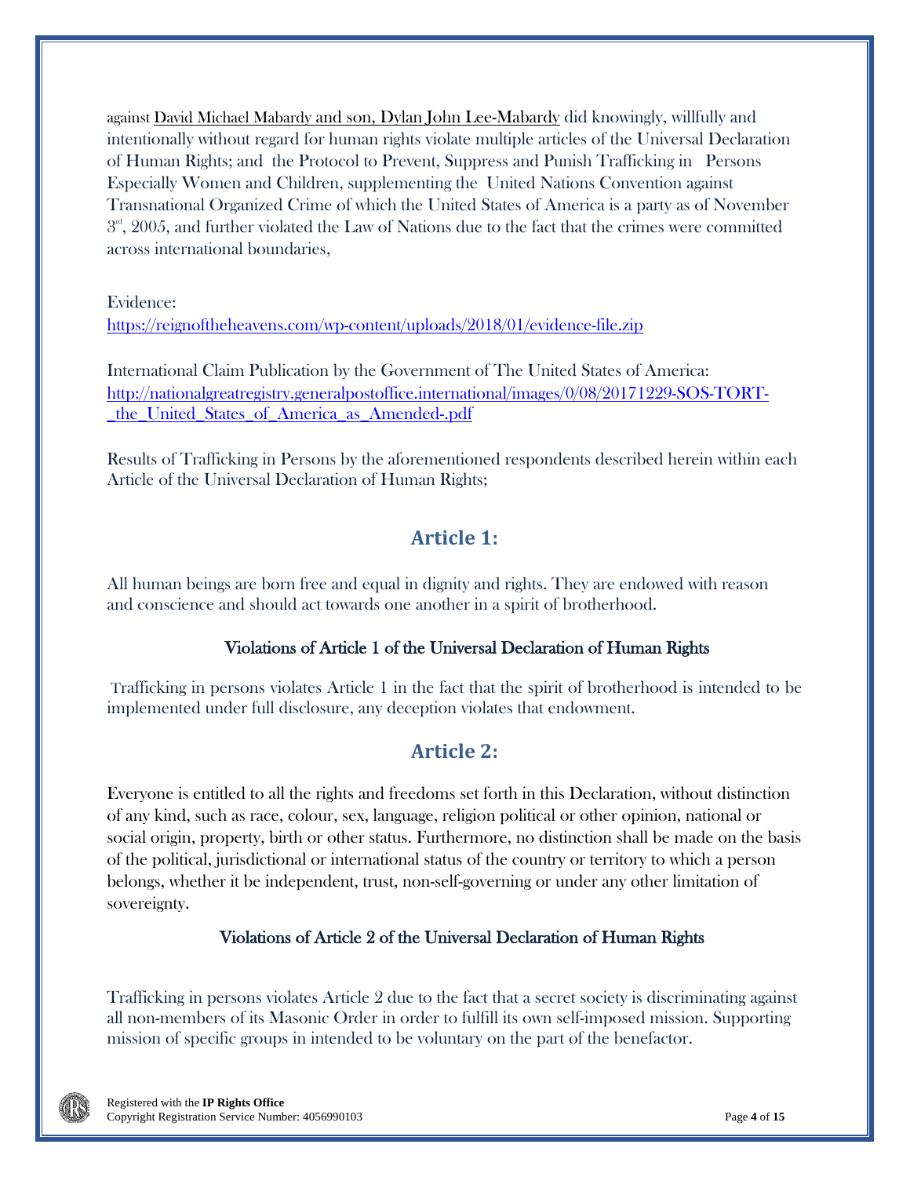against David Michael Mabardy and son, Dylan John Lee-Mabardy did knowingly, willfully and intentionally without regard for human rights violate multiple articles of the Universal Declaration of Human Rights; and the Protocol to Prevent, Suppress and Punish Trafficking in Persons Especially Women and Children, supplementing the United Nations Convention against Transnational Organized Crime of which the United States of America is a party as of November 3rd, 2005, and further violated the Law of Nations due to the fact that the crimes were committed across international boundaries,

Evidence:
https://reignoftheheavens.com/wp-content/uploads/2018/01/evidence-file.zip

International Claim Publication by the Government of The United States of America:
http://nationalgreatregistry.generalpostoffice.international/images/0/08/20171229-SOS-TORT-_the_United_States_of_America_as_Amended-.pdf

Results of Trafficking in Persons by the aforementioned respondents described herein within each Article of the Universal Declaration of Human Rights;

## Article 1:

All human beings are born free and equal in dignity and rights. They are endowed with reason and conscience and should act towards one another in a spirit of brotherhood.

### Violations of Article 1 of the Universal Declaration of Human Rights

Trafficking in persons violates Article 1 in the fact that the spirit of brotherhood is intended to be implemented under full disclosure, any deception violates that endowment.

## Article 2:

Everyone is entitled to all the rights and freedoms set forth in this Declaration, without distinction of any kind, such as race, colour, sex, language, religion political or other opinion, national or social origin, property, birth or other status. Furthermore, no distinction shall be made on the basis of the political, jurisdictional or international status of the country or territory to which a person belongs, whether it be independent, trust, non-self-governing or under any other limitation of sovereignty.

### Violations of Article 2 of the Universal Declaration of Human Rights

Trafficking in persons violates Article 2 due to the fact that a secret society is discriminating against all non-members of its Masonic Order in order to fulfill its own self-imposed mission. Supporting mission of specific groups in intended to be voluntary on the part of the benefactor.

Registered with the **IP Rights Office**
Copyright Registration Service Number: 4056990103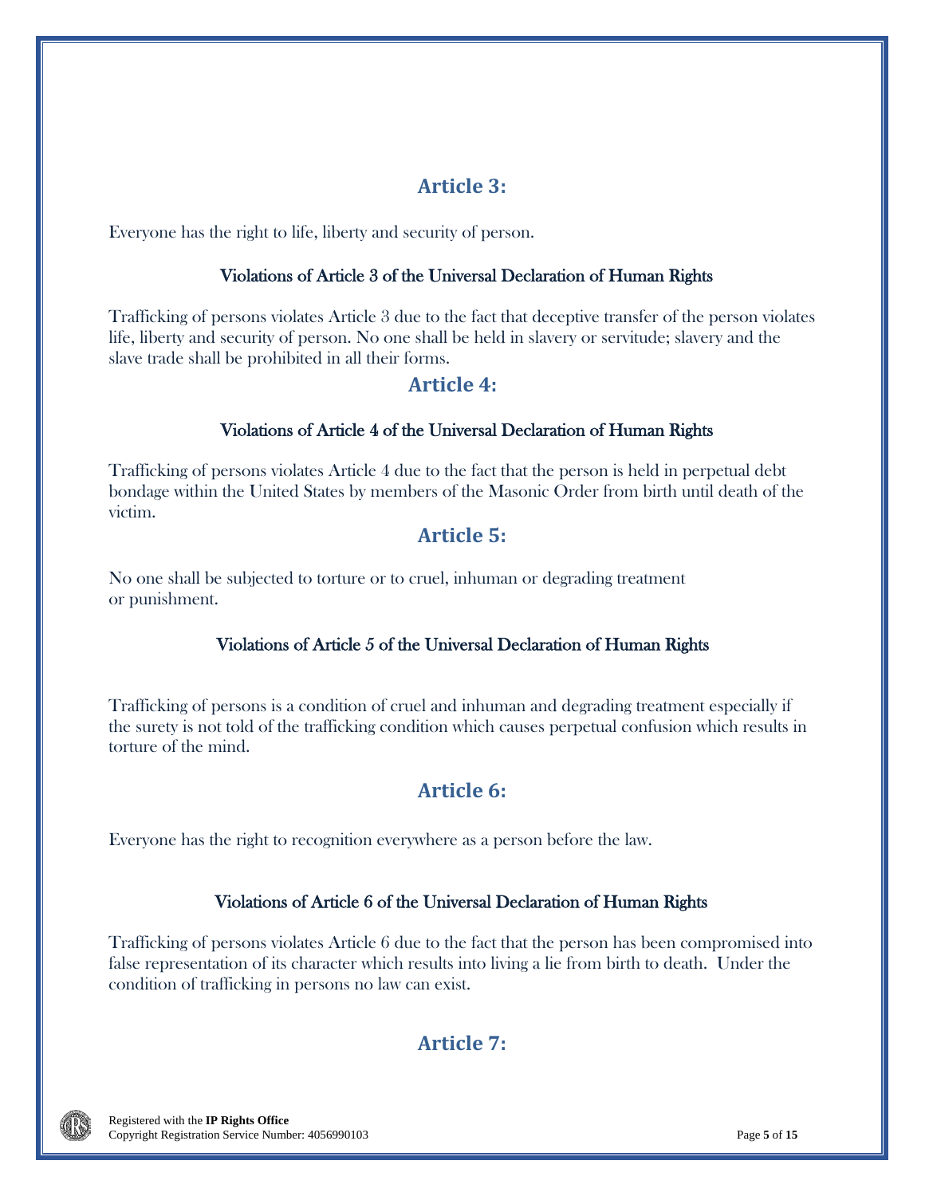## Article 3:

Everyone has the right to life, liberty and security of person.

### Violations of Article 3 of the Universal Declaration of Human Rights

Trafficking of persons violates Article 3 due to the fact that deceptive transfer of the person violates life, liberty and security of person. No one shall be held in slavery or servitude; slavery and the slave trade shall be prohibited in all their forms.

## Article 4:

### Violations of Article 4 of the Universal Declaration of Human Rights

Trafficking of persons violates Article 4 due to the fact that the person is held in perpetual debt bondage within the United States by members of the Masonic Order from birth until death of the victim.

## Article 5:

No one shall be subjected to torture or to cruel, inhuman or degrading treatment or punishment.

### Violations of Article 5 of the Universal Declaration of Human Rights

Trafficking of persons is a condition of cruel and inhuman and degrading treatment especially if the surety is not told of the trafficking condition which causes perpetual confusion which results in torture of the mind.

## Article 6:

Everyone has the right to recognition everywhere as a person before the law.

### Violations of Article 6 of the Universal Declaration of Human Rights

Trafficking of persons violates Article 6 due to the fact that the person has been compromised into false representation of its character which results into living a lie from birth to death. Under the condition of trafficking in persons no law can exist.

## Article 7:

Registered with the **IP Rights Office**
Copyright Registration Service Number: 4056990103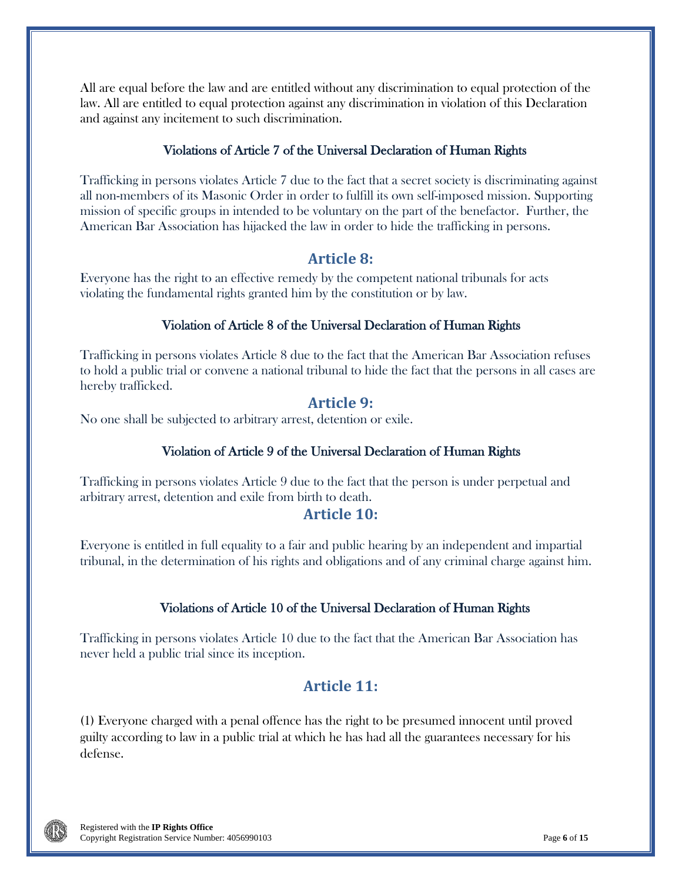All are equal before the law and are entitled without any discrimination to equal protection of the law. All are entitled to equal protection against any discrimination in violation of this Declaration and against any incitement to such discrimination.

### Violations of Article 7 of the Universal Declaration of Human Rights

Trafficking in persons violates Article 7 due to the fact that a secret society is discriminating against all non-members of its Masonic Order in order to fulfill its own self-imposed mission. Supporting mission of specific groups in intended to be voluntary on the part of the benefactor. Further, the American Bar Association has hijacked the law in order to hide the trafficking in persons.

## Article 8:

Everyone has the right to an effective remedy by the competent national tribunals for acts violating the fundamental rights granted him by the constitution or by law.

### Violation of Article 8 of the Universal Declaration of Human Rights

Trafficking in persons violates Article 8 due to the fact that the American Bar Association refuses to hold a public trial or convene a national tribunal to hide the fact that the persons in all cases are hereby trafficked.

## Article 9:

No one shall be subjected to arbitrary arrest, detention or exile.

### Violation of Article 9 of the Universal Declaration of Human Rights

Trafficking in persons violates Article 9 due to the fact that the person is under perpetual and arbitrary arrest, detention and exile from birth to death.

## Article 10:

Everyone is entitled in full equality to a fair and public hearing by an independent and impartial tribunal, in the determination of his rights and obligations and of any criminal charge against him.

### Violations of Article 10 of the Universal Declaration of Human Rights

Trafficking in persons violates Article 10 due to the fact that the American Bar Association has never held a public trial since its inception.

## Article 11:

(1) Everyone charged with a penal offence has the right to be presumed innocent until proved guilty according to law in a public trial at which he has had all the guarantees necessary for his defense.

Registered with the **IP Rights Office**
Copyright Registration Service Number: 4056990103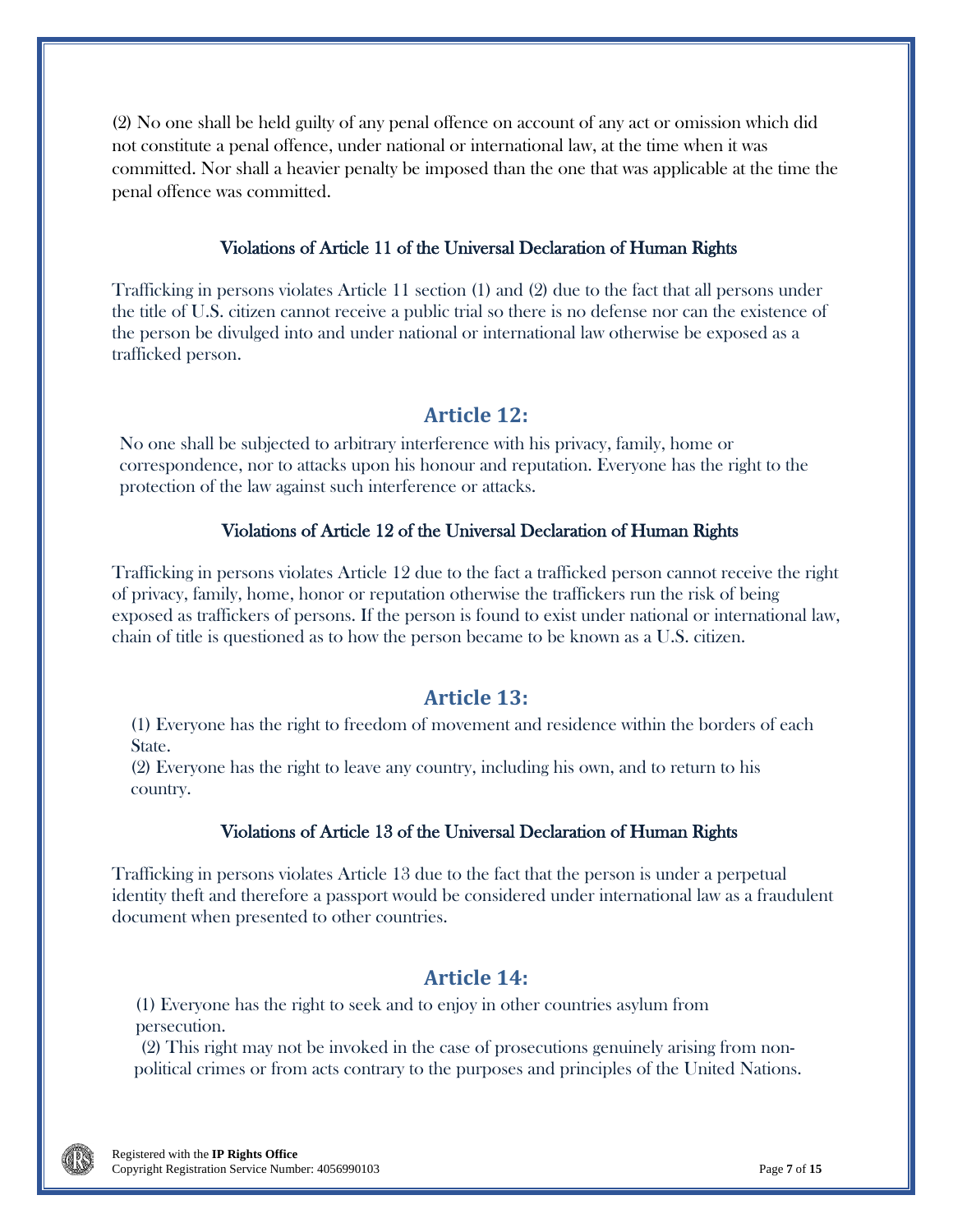(2) No one shall be held guilty of any penal offence on account of any act or omission which did not constitute a penal offence, under national or international law, at the time when it was committed. Nor shall a heavier penalty be imposed than the one that was applicable at the time the penal offence was committed.

### Violations of Article 11 of the Universal Declaration of Human Rights

Trafficking in persons violates Article 11 section (1) and (2) due to the fact that all persons under the title of U.S. citizen cannot receive a public trial so there is no defense nor can the existence of the person be divulged into and under national or international law otherwise be exposed as a trafficked person.

## Article 12:

No one shall be subjected to arbitrary interference with his privacy, family, home or correspondence, nor to attacks upon his honour and reputation. Everyone has the right to the protection of the law against such interference or attacks.

### Violations of Article 12 of the Universal Declaration of Human Rights

Trafficking in persons violates Article 12 due to the fact a trafficked person cannot receive the right of privacy, family, home, honor or reputation otherwise the traffickers run the risk of being exposed as traffickers of persons. If the person is found to exist under national or international law, chain of title is questioned as to how the person became to be known as a U.S. citizen.

## Article 13:

(1) Everyone has the right to freedom of movement and residence within the borders of each State.
(2) Everyone has the right to leave any country, including his own, and to return to his country.

### Violations of Article 13 of the Universal Declaration of Human Rights

Trafficking in persons violates Article 13 due to the fact that the person is under a perpetual identity theft and therefore a passport would be considered under international law as a fraudulent document when presented to other countries.

## Article 14:

(1) Everyone has the right to seek and to enjoy in other countries asylum from persecution.
(2) This right may not be invoked in the case of prosecutions genuinely arising from non-political crimes or from acts contrary to the purposes and principles of the United Nations.

Registered with the **IP Rights Office**
Copyright Registration Service Number: 4056990103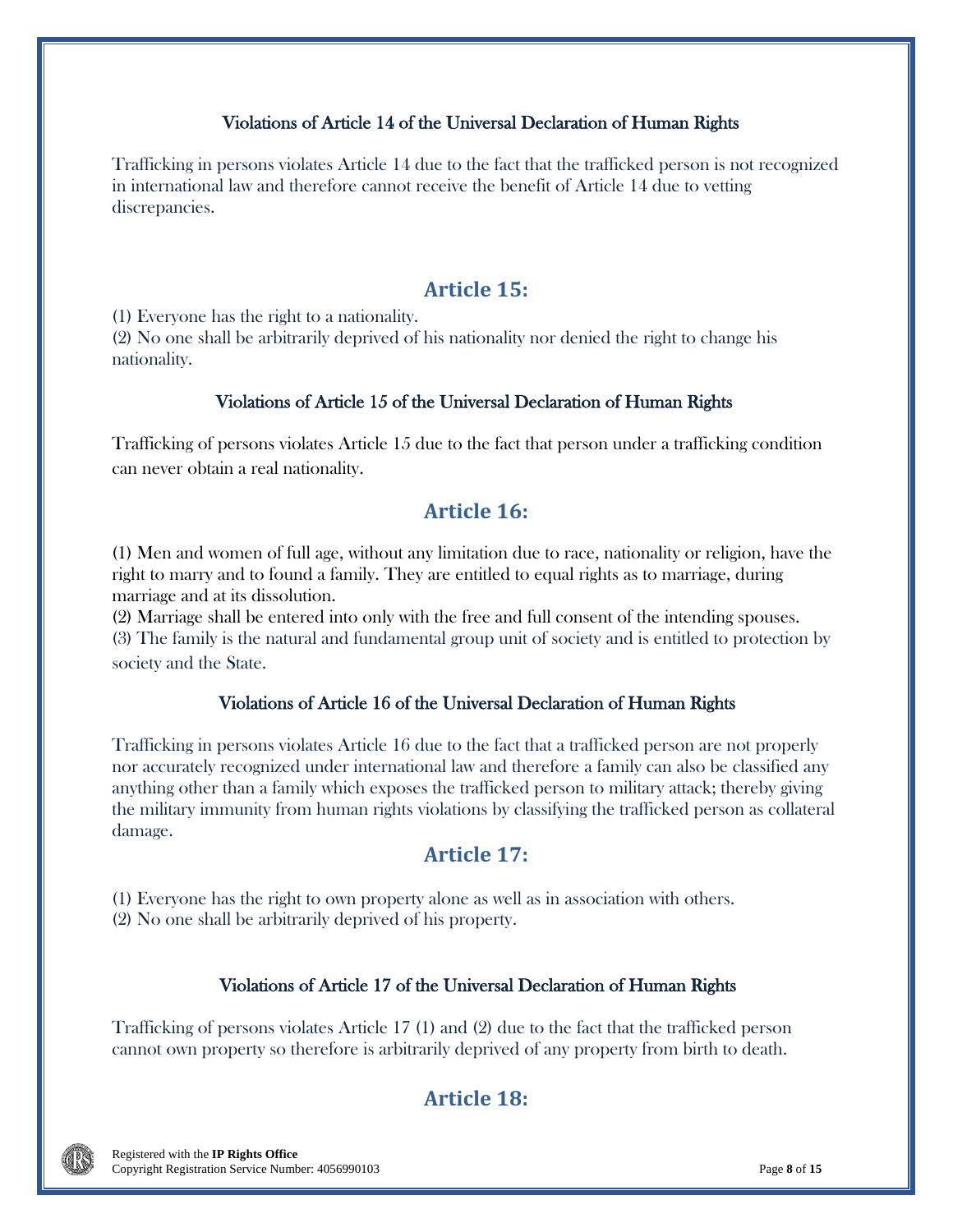### Violations of Article 14 of the Universal Declaration of Human Rights

Trafficking in persons violates Article 14 due to the fact that the trafficked person is not recognized in international law and therefore cannot receive the benefit of Article 14 due to vetting discrepancies.

## Article 15:

(1) Everyone has the right to a nationality.
(2) No one shall be arbitrarily deprived of his nationality nor denied the right to change his nationality.

### Violations of Article 15 of the Universal Declaration of Human Rights

Trafficking of persons violates Article 15 due to the fact that person under a trafficking condition can never obtain a real nationality.

## Article 16:

(1) Men and women of full age, without any limitation due to race, nationality or religion, have the right to marry and to found a family. They are entitled to equal rights as to marriage, during marriage and at its dissolution.
(2) Marriage shall be entered into only with the free and full consent of the intending spouses.
(3) The family is the natural and fundamental group unit of society and is entitled to protection by society and the State.

### Violations of Article 16 of the Universal Declaration of Human Rights

Trafficking in persons violates Article 16 due to the fact that a trafficked person are not properly nor accurately recognized under international law and therefore a family can also be classified any anything other than a family which exposes the trafficked person to military attack; thereby giving the military immunity from human rights violations by classifying the trafficked person as collateral damage.

## Article 17:

(1) Everyone has the right to own property alone as well as in association with others.
(2) No one shall be arbitrarily deprived of his property.

### Violations of Article 17 of the Universal Declaration of Human Rights

Trafficking of persons violates Article 17 (1) and (2) due to the fact that the trafficked person cannot own property so therefore is arbitrarily deprived of any property from birth to death.

## Article 18: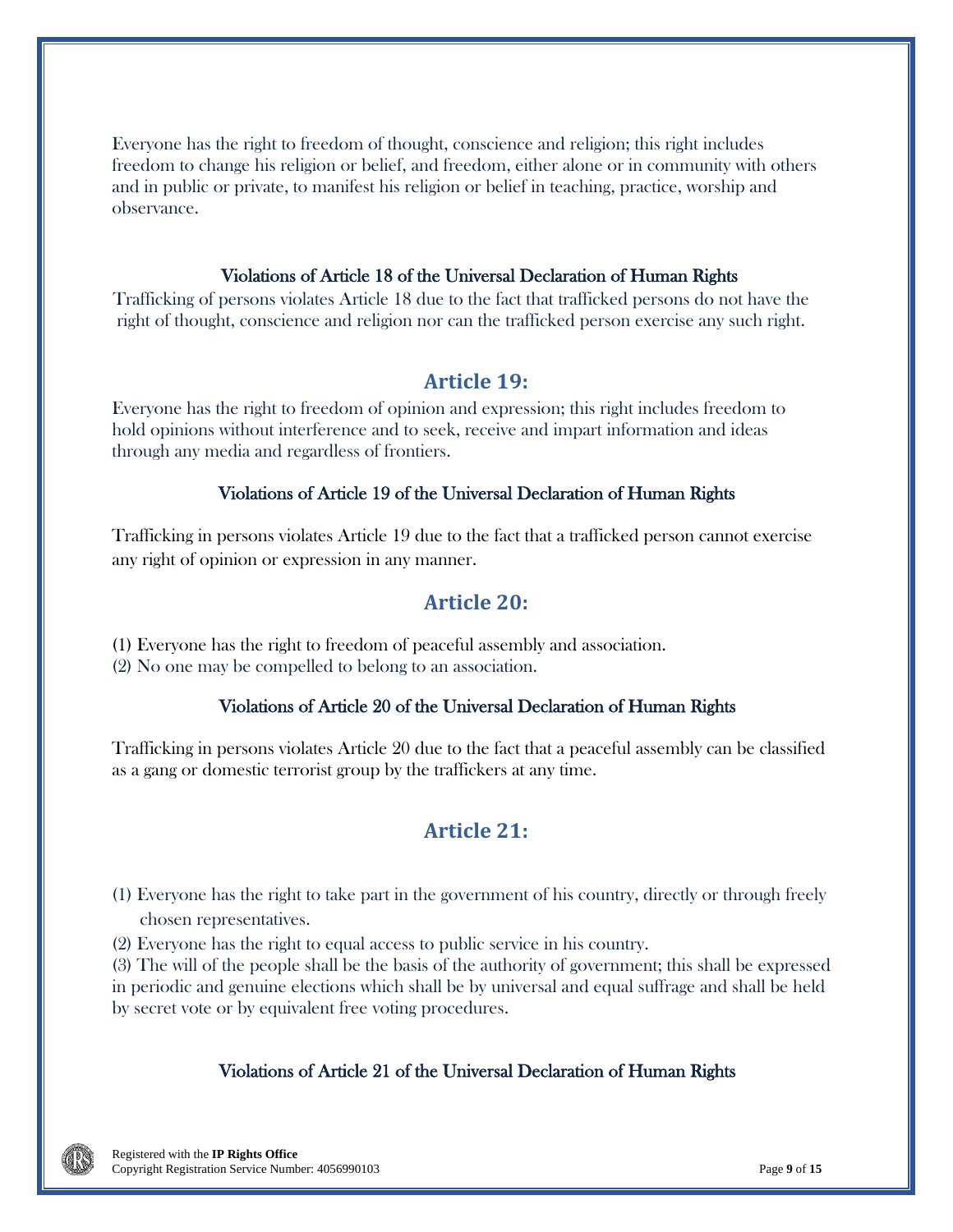Everyone has the right to freedom of thought, conscience and religion; this right includes freedom to change his religion or belief, and freedom, either alone or in community with others and in public or private, to manifest his religion or belief in teaching, practice, worship and observance.

### Violations of Article 18 of the Universal Declaration of Human Rights

Trafficking of persons violates Article 18 due to the fact that trafficked persons do not have the right of thought, conscience and religion nor can the trafficked person exercise any such right.

## Article 19:

Everyone has the right to freedom of opinion and expression; this right includes freedom to hold opinions without interference and to seek, receive and impart information and ideas through any media and regardless of frontiers.

### Violations of Article 19 of the Universal Declaration of Human Rights

Trafficking in persons violates Article 19 due to the fact that a trafficked person cannot exercise any right of opinion or expression in any manner.

## Article 20:

(1) Everyone has the right to freedom of peaceful assembly and association.
(2) No one may be compelled to belong to an association.

### Violations of Article 20 of the Universal Declaration of Human Rights

Trafficking in persons violates Article 20 due to the fact that a peaceful assembly can be classified as a gang or domestic terrorist group by the traffickers at any time.

## Article 21:

(1) Everyone has the right to take part in the government of his country, directly or through freely chosen representatives.
(2) Everyone has the right to equal access to public service in his country.
(3) The will of the people shall be the basis of the authority of government; this shall be expressed in periodic and genuine elections which shall be by universal and equal suffrage and shall be held by secret vote or by equivalent free voting procedures.

### Violations of Article 21 of the Universal Declaration of Human Rights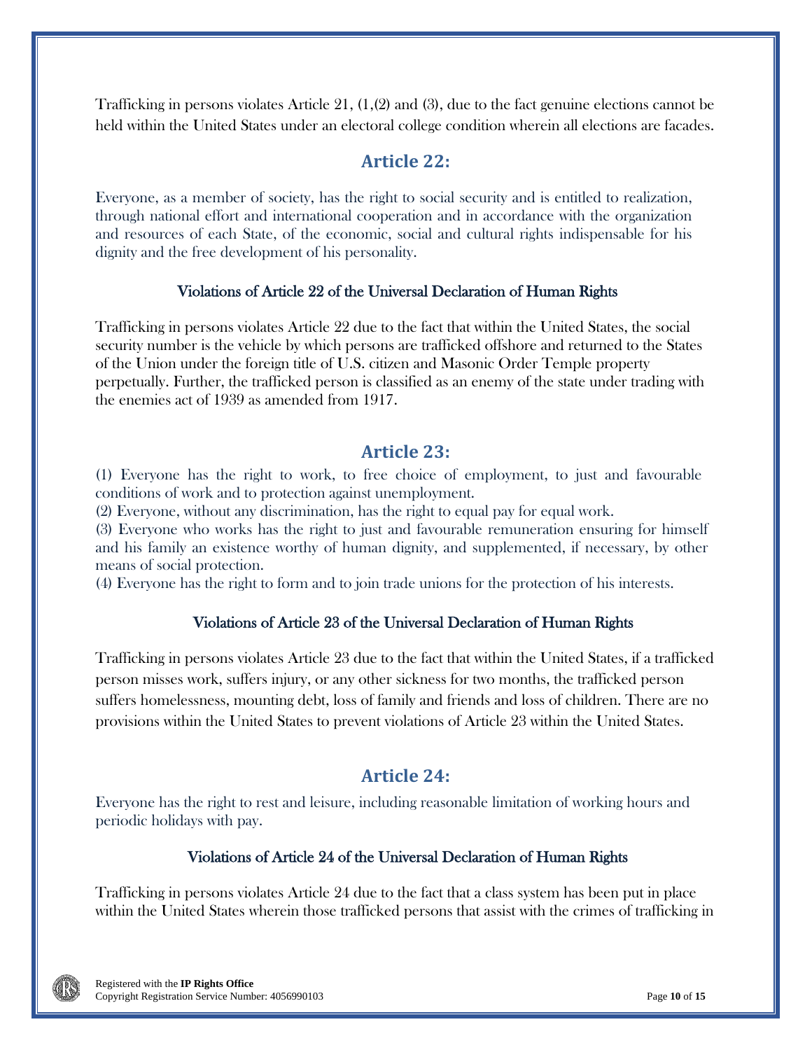Trafficking in persons violates Article 21, (1,(2) and (3), due to the fact genuine elections cannot be held within the United States under an electoral college condition wherein all elections are facades.

## Article 22:

Everyone, as a member of society, has the right to social security and is entitled to realization, through national effort and international cooperation and in accordance with the organization and resources of each State, of the economic, social and cultural rights indispensable for his dignity and the free development of his personality.

### Violations of Article 22 of the Universal Declaration of Human Rights

Trafficking in persons violates Article 22 due to the fact that within the United States, the social security number is the vehicle by which persons are trafficked offshore and returned to the States of the Union under the foreign title of U.S. citizen and Masonic Order Temple property perpetually. Further, the trafficked person is classified as an enemy of the state under trading with the enemies act of 1939 as amended from 1917.

## Article 23:

(1) Everyone has the right to work, to free choice of employment, to just and favourable conditions of work and to protection against unemployment.
(2) Everyone, without any discrimination, has the right to equal pay for equal work.
(3) Everyone who works has the right to just and favourable remuneration ensuring for himself and his family an existence worthy of human dignity, and supplemented, if necessary, by other means of social protection.
(4) Everyone has the right to form and to join trade unions for the protection of his interests.

### Violations of Article 23 of the Universal Declaration of Human Rights

Trafficking in persons violates Article 23 due to the fact that within the United States, if a trafficked person misses work, suffers injury, or any other sickness for two months, the trafficked person suffers homelessness, mounting debt, loss of family and friends and loss of children. There are no provisions within the United States to prevent violations of Article 23 within the United States.

## Article 24:

Everyone has the right to rest and leisure, including reasonable limitation of working hours and periodic holidays with pay.

### Violations of Article 24 of the Universal Declaration of Human Rights

Trafficking in persons violates Article 24 due to the fact that a class system has been put in place within the United States wherein those trafficked persons that assist with the crimes of trafficking in

Registered with the **IP Rights Office**
Copyright Registration Service Number: 4056990103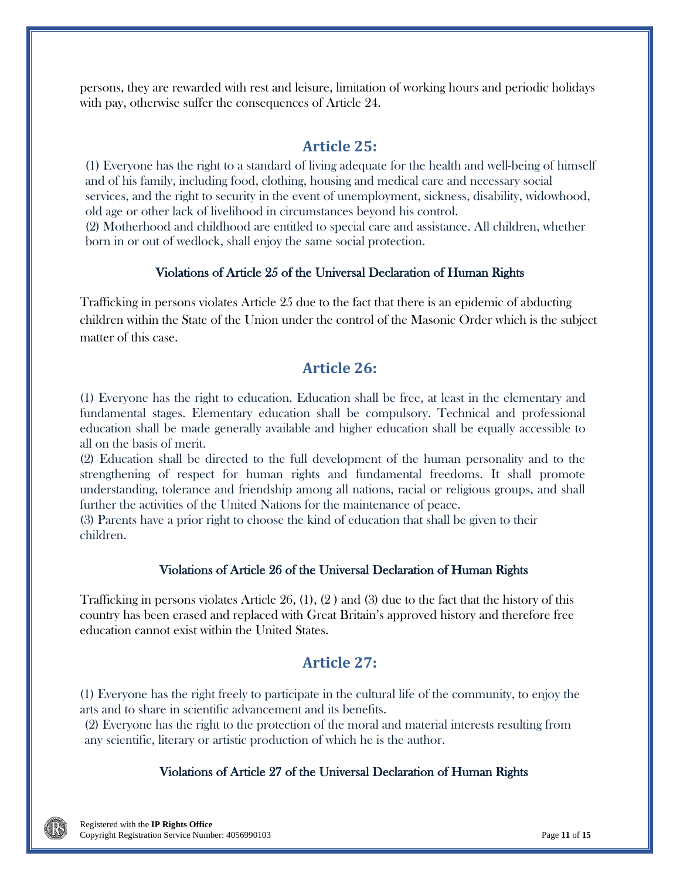persons, they are rewarded with rest and leisure, limitation of working hours and periodic holidays with pay, otherwise suffer the consequences of Article 24.

## Article 25:

(1) Everyone has the right to a standard of living adequate for the health and well-being of himself and of his family, including food, clothing, housing and medical care and necessary social services, and the right to security in the event of unemployment, sickness, disability, widowhood, old age or other lack of livelihood in circumstances beyond his control.
(2) Motherhood and childhood are entitled to special care and assistance. All children, whether born in or out of wedlock, shall enjoy the same social protection.

### Violations of Article 25 of the Universal Declaration of Human Rights

Trafficking in persons violates Article 25 due to the fact that there is an epidemic of abducting children within the State of the Union under the control of the Masonic Order which is the subject matter of this case.

## Article 26:

(1) Everyone has the right to education. Education shall be free, at least in the elementary and fundamental stages. Elementary education shall be compulsory. Technical and professional education shall be made generally available and higher education shall be equally accessible to all on the basis of merit.
(2) Education shall be directed to the full development of the human personality and to the strengthening of respect for human rights and fundamental freedoms. It shall promote understanding, tolerance and friendship among all nations, racial or religious groups, and shall further the activities of the United Nations for the maintenance of peace.
(3) Parents have a prior right to choose the kind of education that shall be given to their children.

### Violations of Article 26 of the Universal Declaration of Human Rights

Trafficking in persons violates Article 26, (1), (2 ) and (3) due to the fact that the history of this country has been erased and replaced with Great Britain's approved history and therefore free education cannot exist within the United States.

## Article 27:

(1) Everyone has the right freely to participate in the cultural life of the community, to enjoy the arts and to share in scientific advancement and its benefits.
(2) Everyone has the right to the protection of the moral and material interests resulting from any scientific, literary or artistic production of which he is the author.

### Violations of Article 27 of the Universal Declaration of Human Rights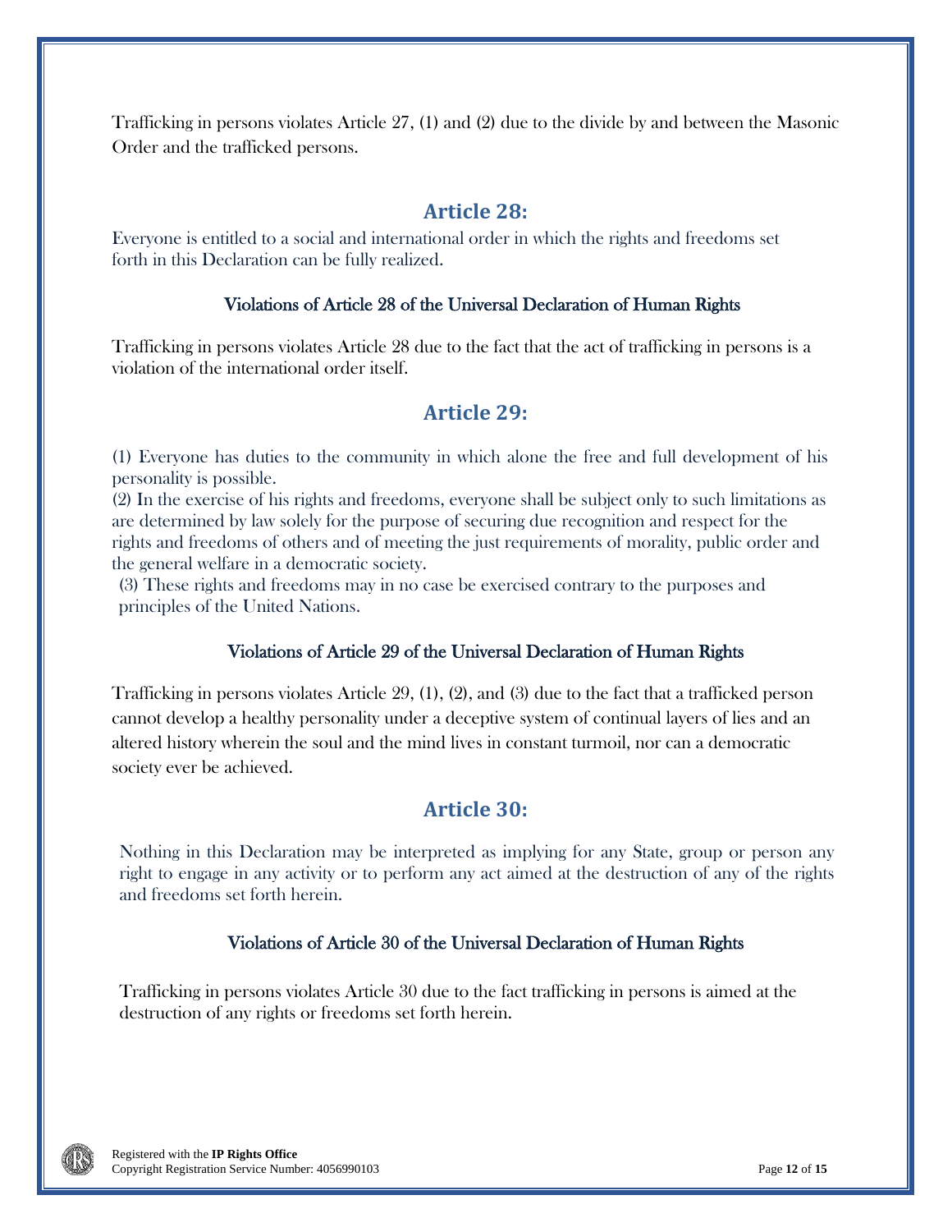Trafficking in persons violates Article 27, (1) and (2) due to the divide by and between the Masonic Order and the trafficked persons.

## Article 28:

Everyone is entitled to a social and international order in which the rights and freedoms set forth in this Declaration can be fully realized.

### Violations of Article 28 of the Universal Declaration of Human Rights

Trafficking in persons violates Article 28 due to the fact that the act of trafficking in persons is a violation of the international order itself.

## Article 29:

(1) Everyone has duties to the community in which alone the free and full development of his personality is possible.
(2) In the exercise of his rights and freedoms, everyone shall be subject only to such limitations as are determined by law solely for the purpose of securing due recognition and respect for the rights and freedoms of others and of meeting the just requirements of morality, public order and the general welfare in a democratic society.
(3) These rights and freedoms may in no case be exercised contrary to the purposes and principles of the United Nations.

### Violations of Article 29 of the Universal Declaration of Human Rights

Trafficking in persons violates Article 29, (1), (2), and (3) due to the fact that a trafficked person cannot develop a healthy personality under a deceptive system of continual layers of lies and an altered history wherein the soul and the mind lives in constant turmoil, nor can a democratic society ever be achieved.

## Article 30:

Nothing in this Declaration may be interpreted as implying for any State, group or person any right to engage in any activity or to perform any act aimed at the destruction of any of the rights and freedoms set forth herein.

### Violations of Article 30 of the Universal Declaration of Human Rights

Trafficking in persons violates Article 30 due to the fact trafficking in persons is aimed at the destruction of any rights or freedoms set forth herein.

Registered with the **IP Rights Office**
Copyright Registration Service Number: 4056990103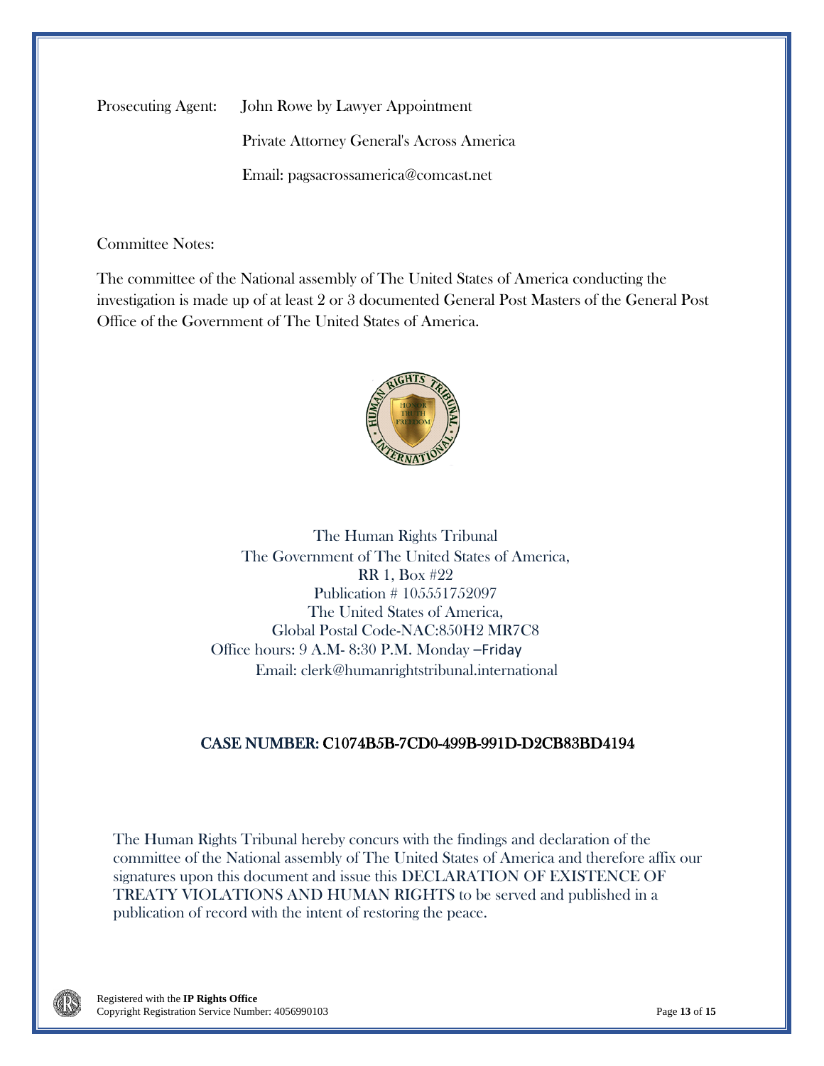Prosecuting Agent: John Rowe by Lawyer Appointment

Private Attorney General's Across America

Email: pagsacrossamerica@comcast.net

Committee Notes:

The committee of the National assembly of The United States of America conducting the investigation is made up of at least 2 or 3 documented General Post Masters of the General Post Office of the Government of The United States of America.

The Human Rights Tribunal
The Government of The United States of America,
RR 1, Box #22
Publication # 105551752097
The United States of America,
Global Postal Code-NAC:850H2 MR7C8
Office hours: 9 A.M- 8:30 P.M. Monday –Friday
Email: clerk@humanrightstribunal.international

**CASE NUMBER: C1074B5B-7CD0-499B-991D-D2CB83BD4194**

The Human Rights Tribunal hereby concurs with the findings and declaration of the committee of the National assembly of The United States of America and therefore affix our signatures upon this document and issue this DECLARATION OF EXISTENCE OF TREATY VIOLATIONS AND HUMAN RIGHTS to be served and published in a publication of record with the intent of restoring the peace.

Registered with the **IP Rights Office**
Copyright Registration Service Number: 4056990103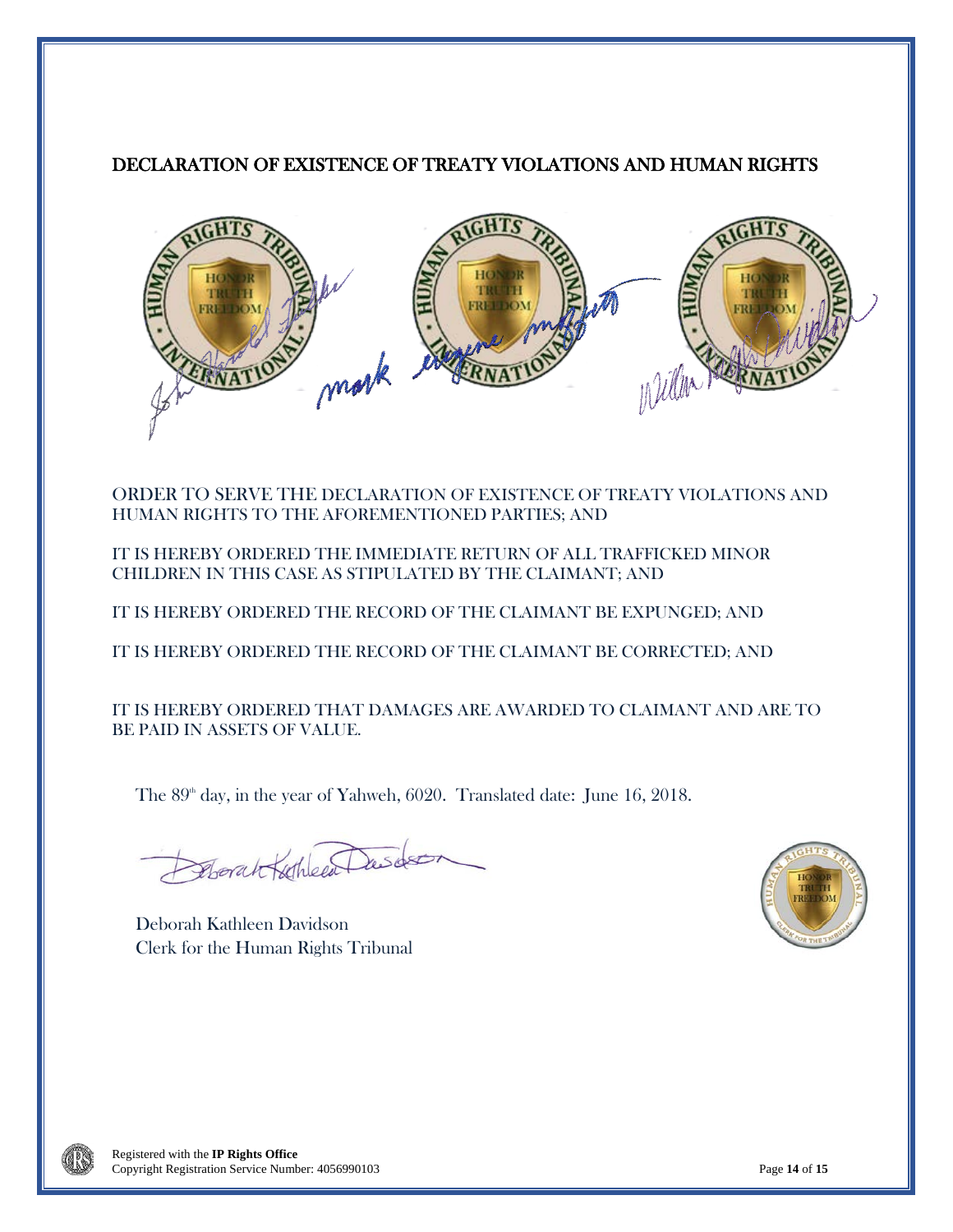# DECLARATION OF EXISTENCE OF TREATY VIOLATIONS AND HUMAN RIGHTS

ORDER TO SERVE THE DECLARATION OF EXISTENCE OF TREATY VIOLATIONS AND HUMAN RIGHTS TO THE AFOREMENTIONED PARTIES; AND

IT IS HEREBY ORDERED THE IMMEDIATE RETURN OF ALL TRAFFICKED MINOR CHILDREN IN THIS CASE AS STIPULATED BY THE CLAIMANT; AND

IT IS HEREBY ORDERED THE RECORD OF THE CLAIMANT BE EXPUNGED; AND

IT IS HEREBY ORDERED THE RECORD OF THE CLAIMANT BE CORRECTED; AND

IT IS HEREBY ORDERED THAT DAMAGES ARE AWARDED TO CLAIMANT AND ARE TO BE PAID IN ASSETS OF VALUE.

The 89th day, in the year of Yahweh, 6020. Translated date: June 16, 2018.

Deborah Kathleen Davidson
Clerk for the Human Rights Tribunal

Registered with the **IP Rights Office**
Copyright Registration Service Number: 4056990103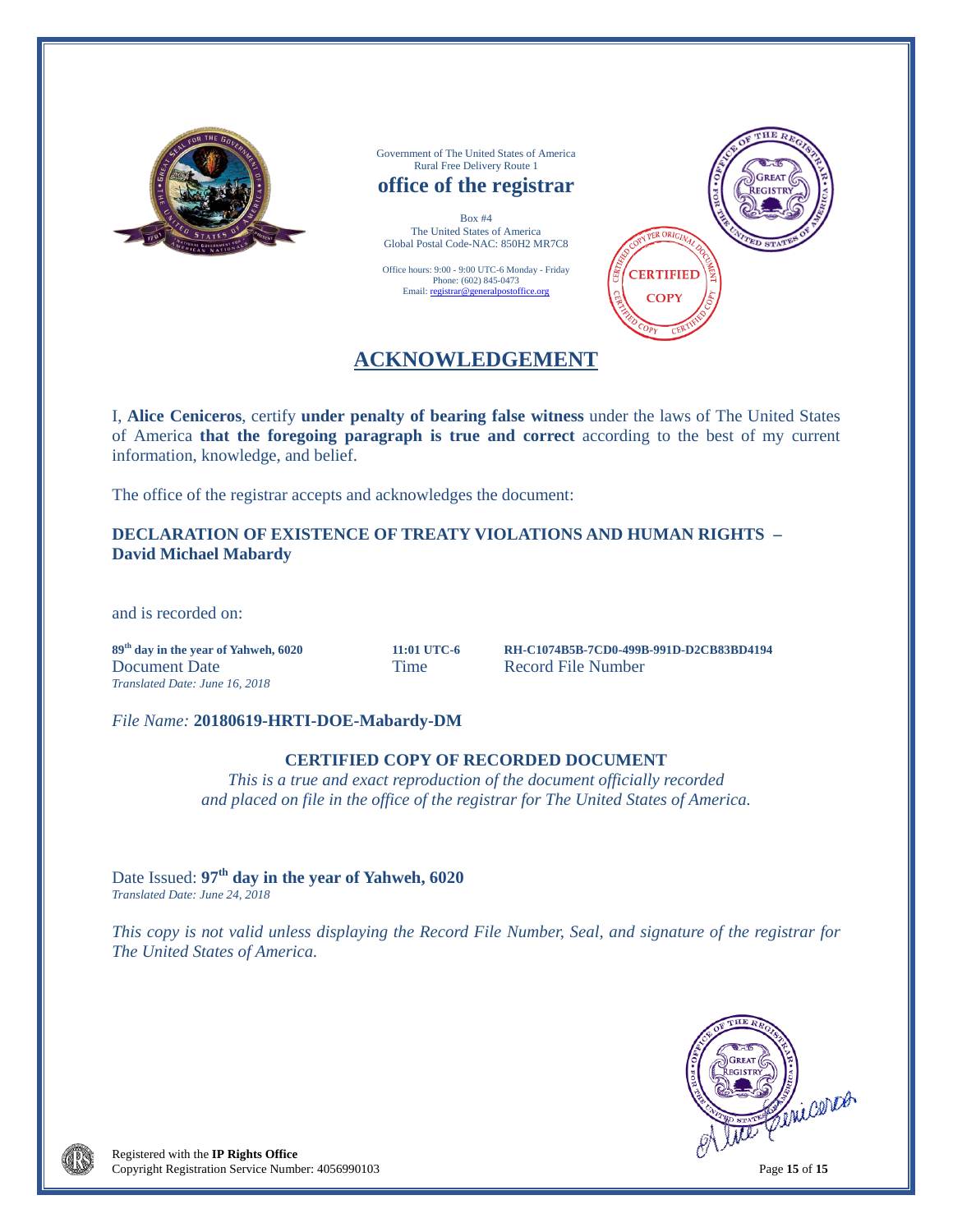Government of The United States of America
Rural Free Delivery Route 1

**office of the registrar**

Box #4
The United States of America
Global Postal Code-NAC: 850H2 MR7C8

Office hours: 9:00 - 9:00 UTC-6 Monday - Friday
Phone: (602) 845-0473
Email: registrar@generalpostoffice.org

# ACKNOWLEDGEMENT

I, **Alice Ceniceros**, certify **under penalty of bearing false witness** under the laws of The United States of America **that the foregoing paragraph is true and correct** according to the best of my current information, knowledge, and belief.

The office of the registrar accepts and acknowledges the document:

**DECLARATION OF EXISTENCE OF TREATY VIOLATIONS AND HUMAN RIGHTS – David Michael Mabardy**

and is recorded on:

| | | |
|---|---|---|
| **89th day in the year of Yahweh, 6020** | **11:01 UTC-6** | **RH-C1074B5B-7CD0-499B-991D-D2CB83BD4194** |
| Document Date | Time | Record File Number |
| *Translated Date: June 16, 2018* | | |

*File Name:* **20180619-HRTI-DOE-Mabardy-DM**

**CERTIFIED COPY OF RECORDED DOCUMENT**

*This is a true and exact reproduction of the document officially recorded and placed on file in the office of the registrar for The United States of America.*

Date Issued: **97th day in the year of Yahweh, 6020**
*Translated Date: June 24, 2018*

*This copy is not valid unless displaying the Record File Number, Seal, and signature of the registrar for The United States of America.*

Registered with the **IP Rights Office**
Copyright Registration Service Number: 4056990103